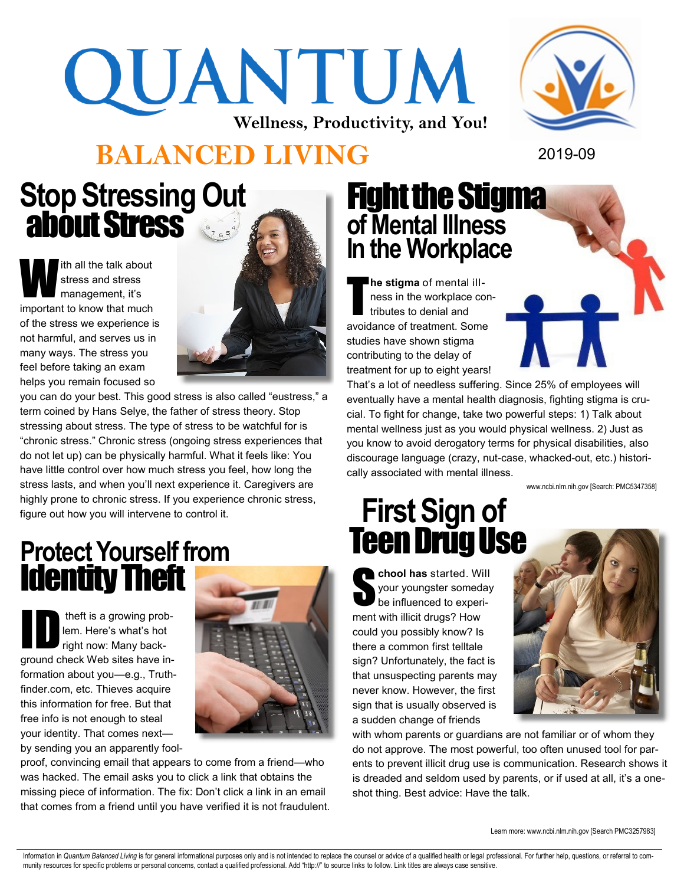# QUANTUM

**Wellness, Productivity, and You!**

## BALANCED LIVING

2019-09

## Stop Stressing Out about Stress

With all the talk about stress and stress management, it's important to know that much of the stress we experience is not harmful, and serves us in many ways. The stress you feel before taking an exam helps you remain focused so you can do your best. This good stress is also called "eustress," a term coined by Hans Selye, the father of stress theory. Stop stressing about stress. The type of stress to be watchful for is "chronic stress." Chronic stress (ongoing stress experiences that do not let up) can be physically harmful. What it feels like: You have little control over how much stress you feel, how long the stress lasts, and when you'll next experience it. Caregivers are highly prone to chronic stress. If you experience chronic stress, figure out how you will intervene to control it.

## Protect Yourself from Identity Theft

ID theft is a growing problem. Here's what's hot right now: Many background check Web sites have information about you—e.g., Truthfinder.com, etc. Thieves acquire this information for free. But that free info is not enough to steal your identity. That comes next—by sending you an apparently foolproof, convincing email that appears to come from a friend—who was hacked. The email asks you to click a link that obtains the missing piece of information. The fix: Don't click a link in an email that comes from a friend until you have verified it is not fraudulent.

## Fight the Stigma of Mental Illness In the Workplace

**The stigma** of mental illness in the workplace contributes to denial and avoidance of treatment. Some studies have shown stigma contributing to the delay of treatment for up to eight years! That's a lot of needless suffering. Since 25% of employees will eventually have a mental health diagnosis, fighting stigma is crucial. To fight for change, take two powerful steps: 1) Talk about mental wellness just as you would physical wellness. 2) Just as you know to avoid derogatory terms for physical disabilities, also discourage language (crazy, nut-case, whacked-out, etc.) historically associated with mental illness.

www.ncbi.nlm.nih.gov [Search: PMC5347358]

## First Sign of Teen Drug Use

**School has** started. Will your youngster someday be influenced to experiment with illicit drugs? How could you possibly know? Is there a common first telltale sign? Unfortunately, the fact is that unsuspecting parents may never know. However, the first sign that is usually observed is a sudden change of friends with whom parents or guardians are not familiar or of whom they do not approve. The most powerful, too often unused tool for parents to prevent illicit drug use is communication. Research shows it is dreaded and seldom used by parents, or if used at all, it's a one-shot thing. Best advice: Have the talk.

Learn more: www.ncbi.nlm.nih.gov [Search PMC3257983]

Information in *Quantum Balanced Living* is for general informational purposes only and is not intended to replace the counsel or advice of a qualified health or legal professional. For further help, questions, or referral to community resources for specific problems or personal concerns, contact a qualified professional. Add "http://" to source links to follow. Link titles are always case sensitive.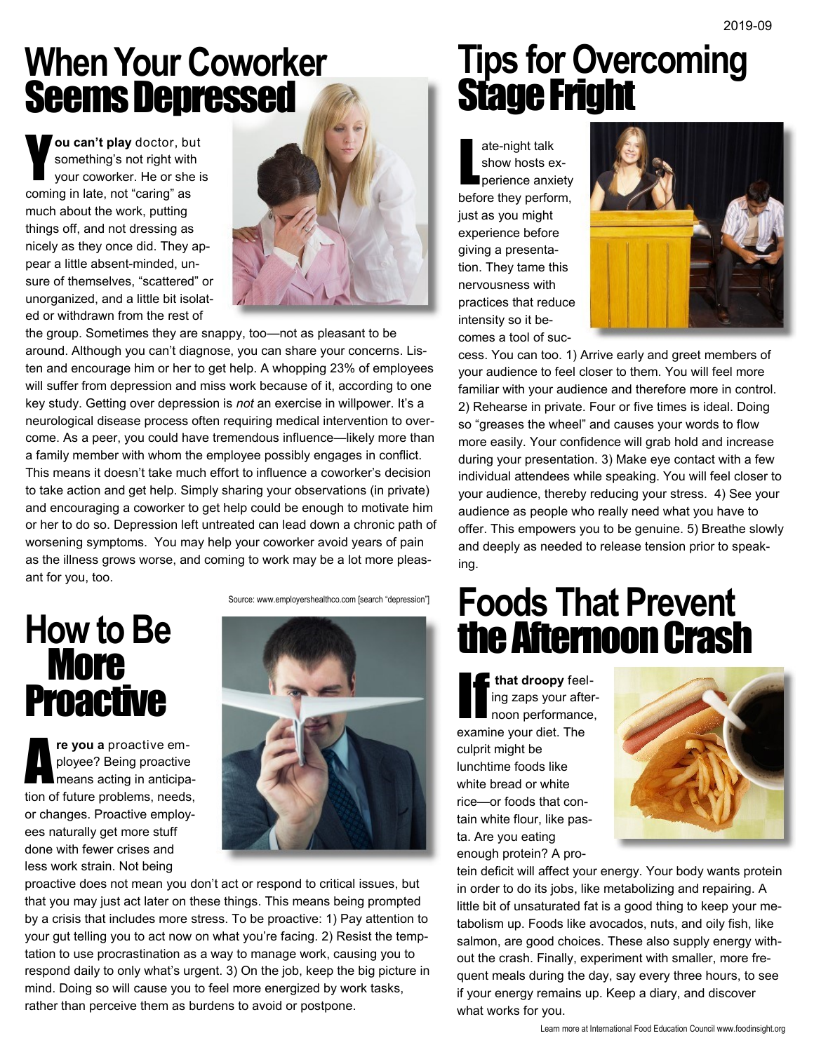# When Your Coworker Seems Depressed

**You can't play** doctor, but something's not right with your coworker. He or she is coming in late, not "caring" as much about the work, putting things off, and not dressing as nicely as they once did. They appear a little absent-minded, unsure of themselves, "scattered" or unorganized, and a little bit isolated or withdrawn from the rest of the group. Sometimes they are snappy, too—not as pleasant to be around. Although you can't diagnose, you can share your concerns. Listen and encourage him or her to get help. A whopping 23% of employees will suffer from depression and miss work because of it, according to one key study. Getting over depression is *not* an exercise in willpower. It's a neurological disease process often requiring medical intervention to overcome. As a peer, you could have tremendous influence—likely more than a family member with whom the employee possibly engages in conflict. This means it doesn't take much effort to influence a coworker's decision to take action and get help. Simply sharing your observations (in private) and encouraging a coworker to get help could be enough to motivate him or her to do so. Depression left untreated can lead down a chronic path of worsening symptoms. You may help your coworker avoid years of pain as the illness grows worse, and coming to work may be a lot more pleasant for you, too.

Source: www.employershealthco.com [search "depression"]

# How to Be More Proactive

**Are you a** proactive employee? Being proactive means acting in anticipation of future problems, needs, or changes. Proactive employees naturally get more stuff done with fewer crises and less work strain. Not being proactive does not mean you don't act or respond to critical issues, but that you may just act later on these things. This means being prompted by a crisis that includes more stress. To be proactive: 1) Pay attention to your gut telling you to act now on what you're facing. 2) Resist the temptation to use procrastination as a way to manage work, causing you to respond daily to only what's urgent. 3) On the job, keep the big picture in mind. Doing so will cause you to feel more energized by work tasks, rather than perceive them as burdens to avoid or postpone.

# Tips for Overcoming Stage Fright

Late-night talk show hosts experience anxiety before they perform, just as you might experience before giving a presentation. They tame this nervousness with practices that reduce intensity so it becomes a tool of success. You can too. 1) Arrive early and greet members of your audience to feel closer to them. You will feel more familiar with your audience and therefore more in control. 2) Rehearse in private. Four or five times is ideal. Doing so "greases the wheel" and causes your words to flow more easily. Your confidence will grab hold and increase during your presentation. 3) Make eye contact with a few individual attendees while speaking. You will feel closer to your audience, thereby reducing your stress. 4) See your audience as people who really need what you have to offer. This empowers you to be genuine. 5) Breathe slowly and deeply as needed to release tension prior to speaking.

# Foods That Prevent the Afternoon Crash

**If that droopy** feeling zaps your afternoon performance, examine your diet. The culprit might be lunchtime foods like white bread or white rice—or foods that contain white flour, like pasta. Are you eating enough protein? A protein deficit will affect your energy. Your body wants protein in order to do its jobs, like metabolizing and repairing. A little bit of unsaturated fat is a good thing to keep your metabolism up. Foods like avocados, nuts, and oily fish, like salmon, are good choices. These also supply energy without the crash. Finally, experiment with smaller, more frequent meals during the day, say every three hours, to see if your energy remains up. Keep a diary, and discover what works for you.

Learn more at International Food Education Council www.foodinsight.org